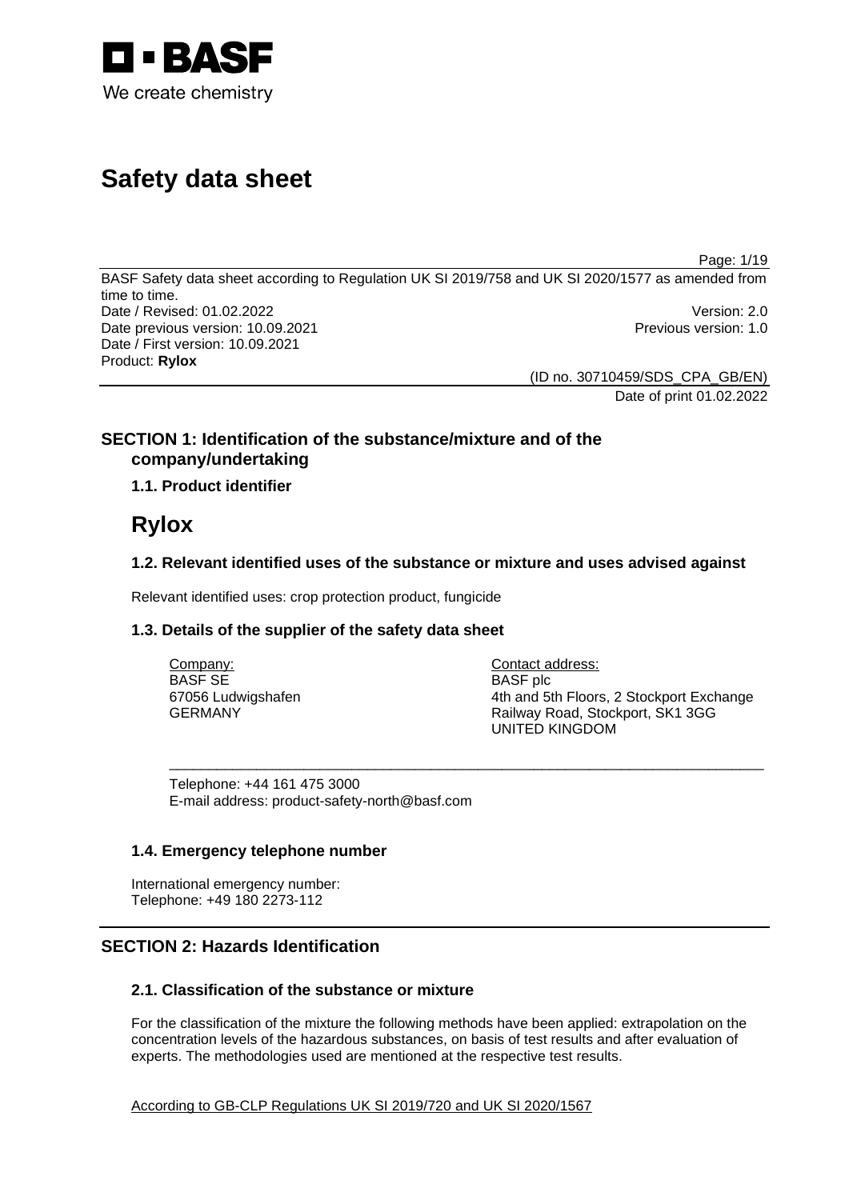# Safety data sheet

BASF Safety data sheet according to Regulation UK SI 2019/758 and UK SI 2020/1577 as amended from time to time.

Date / Revised: 01.02.2022 Version: 2.0
Date previous version: 10.09.2021 Previous version: 1.0
Date / First version: 10.09.2021
Product: **Rylox**

(ID no. 30710459/SDS_CPA_GB/EN)
Date of print 01.02.2022

## SECTION 1: Identification of the substance/mixture and of the company/undertaking

### 1.1. Product identifier

# Rylox

### 1.2. Relevant identified uses of the substance or mixture and uses advised against

Relevant identified uses: crop protection product, fungicide

### 1.3. Details of the supplier of the safety data sheet

Company:
BASF SE
67056 Ludwigshafen
GERMANY

Contact address:
BASF plc
4th and 5th Floors, 2 Stockport Exchange
Railway Road, Stockport, SK1 3GG
UNITED KINGDOM

Telephone: +44 161 475 3000
E-mail address: product-safety-north@basf.com

### 1.4. Emergency telephone number

International emergency number:
Telephone: +49 180 2273-112

## SECTION 2: Hazards Identification

### 2.1. Classification of the substance or mixture

For the classification of the mixture the following methods have been applied: extrapolation on the concentration levels of the hazardous substances, on basis of test results and after evaluation of experts. The methodologies used are mentioned at the respective test results.

According to GB-CLP Regulations UK SI 2019/720 and UK SI 2020/1567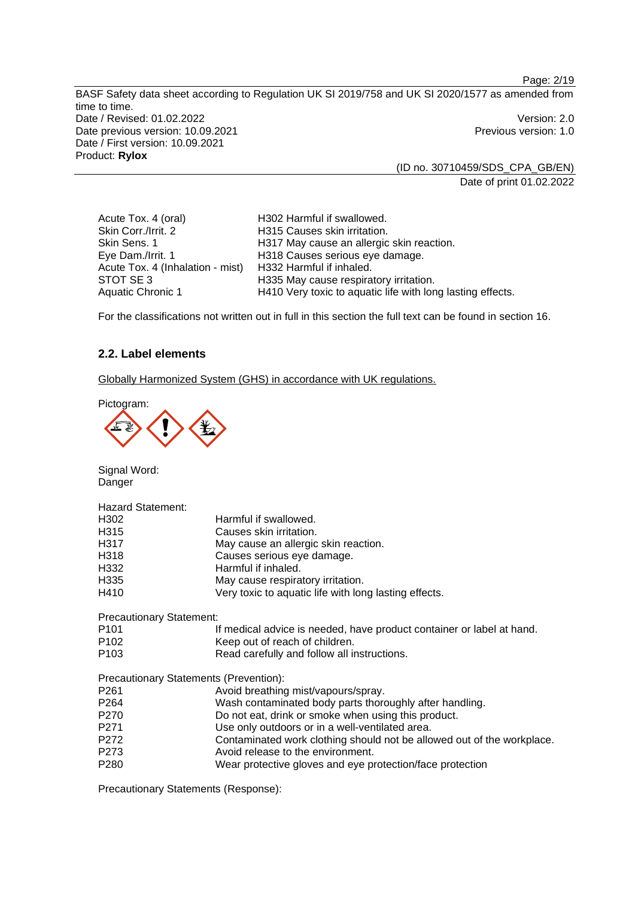| | |
|---|---|
| Acute Tox. 4 (oral) | H302 Harmful if swallowed. |
| Skin Corr./Irrit. 2 | H315 Causes skin irritation. |
| Skin Sens. 1 | H317 May cause an allergic skin reaction. |
| Eye Dam./Irrit. 1 | H318 Causes serious eye damage. |
| Acute Tox. 4 (Inhalation - mist) | H332 Harmful if inhaled. |
| STOT SE 3 | H335 May cause respiratory irritation. |
| Aquatic Chronic 1 | H410 Very toxic to aquatic life with long lasting effects. |

For the classifications not written out in full in this section the full text can be found in section 16.

## 2.2. Label elements

Globally Harmonized System (GHS) in accordance with UK regulations.

Pictogram:

Signal Word:
Danger

Hazard Statement:

| | |
|---|---|
| H302 | Harmful if swallowed. |
| H315 | Causes skin irritation. |
| H317 | May cause an allergic skin reaction. |
| H318 | Causes serious eye damage. |
| H332 | Harmful if inhaled. |
| H335 | May cause respiratory irritation. |
| H410 | Very toxic to aquatic life with long lasting effects. |

Precautionary Statement:

| | |
|---|---|
| P101 | If medical advice is needed, have product container or label at hand. |
| P102 | Keep out of reach of children. |
| P103 | Read carefully and follow all instructions. |

Precautionary Statements (Prevention):

| | |
|---|---|
| P261 | Avoid breathing mist/vapours/spray. |
| P264 | Wash contaminated body parts thoroughly after handling. |
| P270 | Do not eat, drink or smoke when using this product. |
| P271 | Use only outdoors or in a well-ventilated area. |
| P272 | Contaminated work clothing should not be allowed out of the workplace. |
| P273 | Avoid release to the environment. |
| P280 | Wear protective gloves and eye protection/face protection |

Precautionary Statements (Response):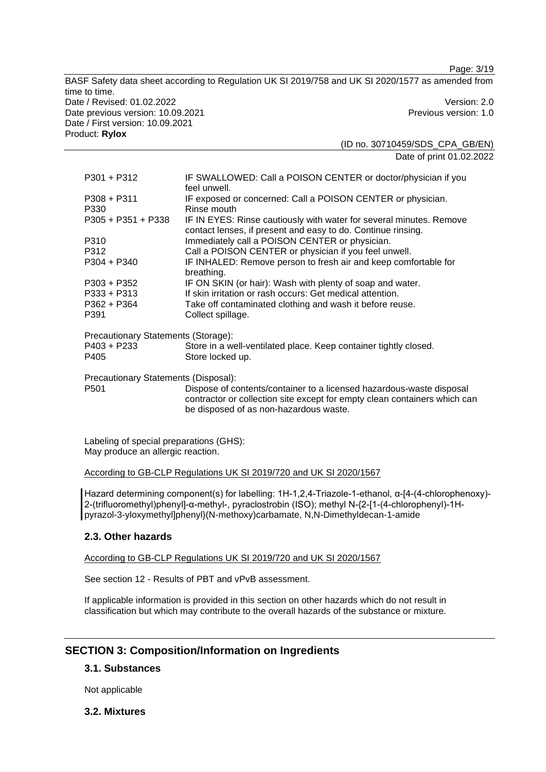| | |
|---|---|
| P301 + P312 | IF SWALLOWED: Call a POISON CENTER or doctor/physician if you feel unwell. |
| P308 + P311 | IF exposed or concerned: Call a POISON CENTER or physician. |
| P330 | Rinse mouth |
| P305 + P351 + P338 | IF IN EYES: Rinse cautiously with water for several minutes. Remove contact lenses, if present and easy to do. Continue rinsing. |
| P310 | Immediately call a POISON CENTER or physician. |
| P312 | Call a POISON CENTER or physician if you feel unwell. |
| P304 + P340 | IF INHALED: Remove person to fresh air and keep comfortable for breathing. |
| P303 + P352 | IF ON SKIN (or hair): Wash with plenty of soap and water. |
| P333 + P313 | If skin irritation or rash occurs: Get medical attention. |
| P362 + P364 | Take off contaminated clothing and wash it before reuse. |
| P391 | Collect spillage. |

Precautionary Statements (Storage):

| | |
|---|---|
| P403 + P233 | Store in a well-ventilated place. Keep container tightly closed. |
| P405 | Store locked up. |

Precautionary Statements (Disposal):

| | |
|---|---|
| P501 | Dispose of contents/container to a licensed hazardous-waste disposal contractor or collection site except for empty clean containers which can be disposed of as non-hazardous waste. |

Labeling of special preparations (GHS):
May produce an allergic reaction.

According to GB-CLP Regulations UK SI 2019/720 and UK SI 2020/1567

Hazard determining component(s) for labelling: 1H-1,2,4-Triazole-1-ethanol, α-[4-(4-chlorophenoxy)-2-(trifluoromethyl)phenyl]-α-methyl-, pyraclostrobin (ISO); methyl N-{2-[1-(4-chlorophenyl)-1H-pyrazol-3-yloxymethyl]phenyl}(N-methoxy)carbamate, N,N-Dimethyldecan-1-amide

## 2.3. Other hazards

According to GB-CLP Regulations UK SI 2019/720 and UK SI 2020/1567

See section 12 - Results of PBT and vPvB assessment.

If applicable information is provided in this section on other hazards which do not result in classification but which may contribute to the overall hazards of the substance or mixture.

# SECTION 3: Composition/Information on Ingredients

## 3.1. Substances

Not applicable

## 3.2. Mixtures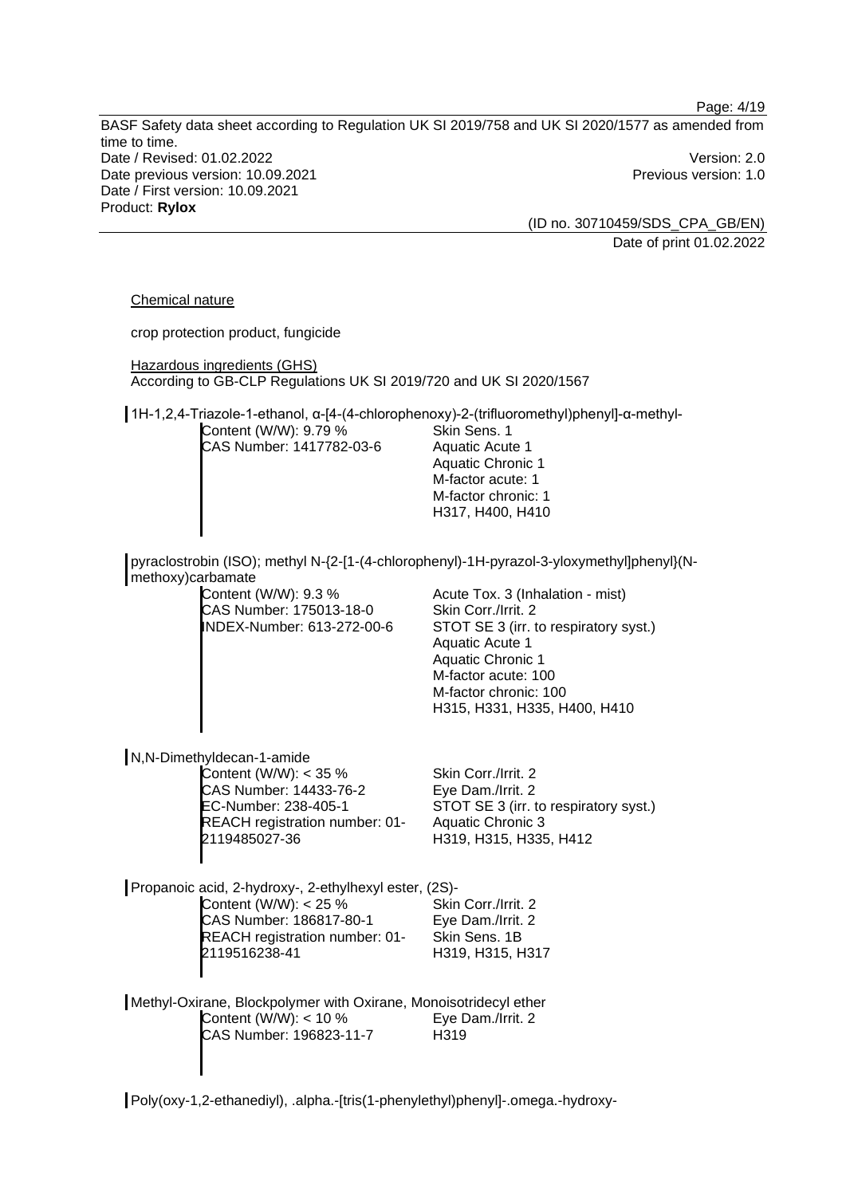Chemical nature

crop protection product, fungicide

Hazardous ingredients (GHS)
According to GB-CLP Regulations UK SI 2019/720 and UK SI 2020/1567

1H-1,2,4-Triazole-1-ethanol, α-[4-(4-chlorophenoxy)-2-(trifluoromethyl)phenyl]-α-methyl-

| | |
|---|---|
| Content (W/W): 9.79 %<br>CAS Number: 1417782-03-6 | Skin Sens. 1<br>Aquatic Acute 1<br>Aquatic Chronic 1<br>M-factor acute: 1<br>M-factor chronic: 1<br>H317, H400, H410 |

pyraclostrobin (ISO); methyl N-{2-[1-(4-chlorophenyl)-1H-pyrazol-3-yloxymethyl]phenyl}(N-methoxy)carbamate

| | |
|---|---|
| Content (W/W): 9.3 %<br>CAS Number: 175013-18-0<br>INDEX-Number: 613-272-00-6 | Acute Tox. 3 (Inhalation - mist)<br>Skin Corr./Irrit. 2<br>STOT SE 3 (irr. to respiratory syst.)<br>Aquatic Acute 1<br>Aquatic Chronic 1<br>M-factor acute: 100<br>M-factor chronic: 100<br>H315, H331, H335, H400, H410 |

N,N-Dimethyldecan-1-amide

| | |
|---|---|
| Content (W/W): < 35 %<br>CAS Number: 14433-76-2<br>EC-Number: 238-405-1<br>REACH registration number: 01-2119485027-36 | Skin Corr./Irrit. 2<br>Eye Dam./Irrit. 2<br>STOT SE 3 (irr. to respiratory syst.)<br>Aquatic Chronic 3<br>H319, H315, H335, H412 |

Propanoic acid, 2-hydroxy-, 2-ethylhexyl ester, (2S)-

| | |
|---|---|
| Content (W/W): < 25 %<br>CAS Number: 186817-80-1<br>REACH registration number: 01-2119516238-41 | Skin Corr./Irrit. 2<br>Eye Dam./Irrit. 2<br>Skin Sens. 1B<br>H319, H315, H317 |

Methyl-Oxirane, Blockpolymer with Oxirane, Monoisotridecyl ether

| | |
|---|---|
| Content (W/W): < 10 %<br>CAS Number: 196823-11-7 | Eye Dam./Irrit. 2<br>H319 |

Poly(oxy-1,2-ethanediyl), .alpha.-[tris(1-phenylethyl)phenyl]-.omega.-hydroxy-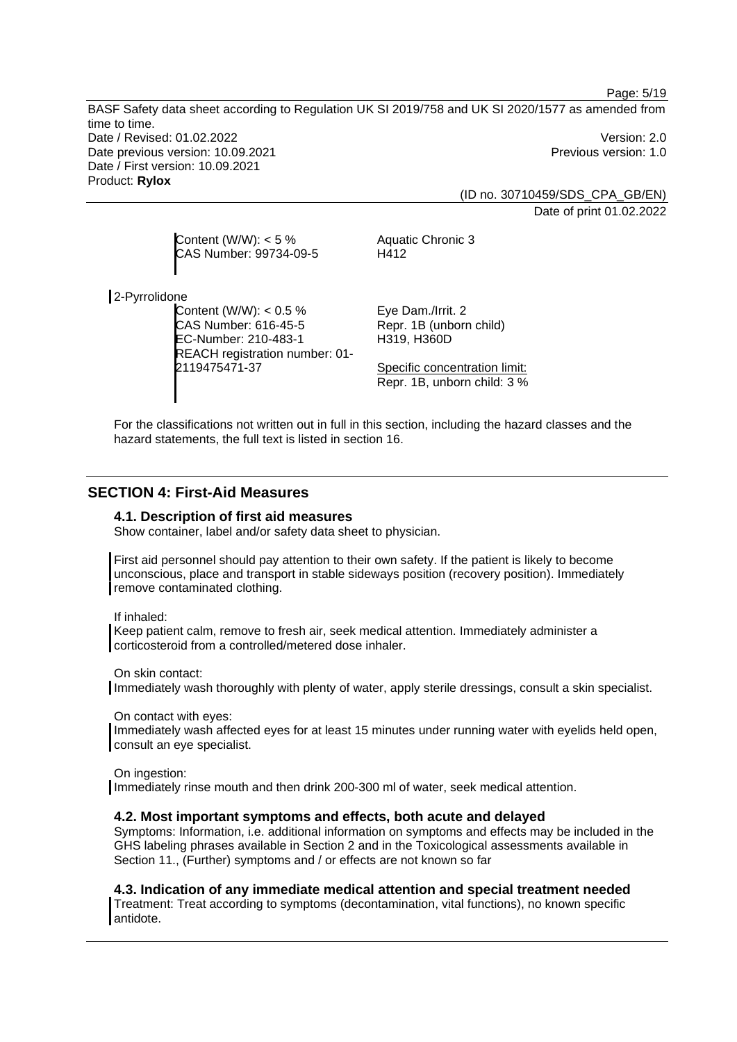Content (W/W): < 5 %
CAS Number: 99734-09-5

Aquatic Chronic 3
H412

2-Pyrrolidone

Content (W/W): < 0.5 %
CAS Number: 616-45-5
EC-Number: 210-483-1
REACH registration number: 01-2119475471-37

Eye Dam./Irrit. 2
Repr. 1B (unborn child)
H319, H360D

Specific concentration limit:
Repr. 1B, unborn child: 3 %

For the classifications not written out in full in this section, including the hazard classes and the hazard statements, the full text is listed in section 16.

## SECTION 4: First-Aid Measures

### 4.1. Description of first aid measures

Show container, label and/or safety data sheet to physician.

First aid personnel should pay attention to their own safety. If the patient is likely to become unconscious, place and transport in stable sideways position (recovery position). Immediately remove contaminated clothing.

If inhaled:
Keep patient calm, remove to fresh air, seek medical attention. Immediately administer a corticosteroid from a controlled/metered dose inhaler.

On skin contact:
Immediately wash thoroughly with plenty of water, apply sterile dressings, consult a skin specialist.

On contact with eyes:
Immediately wash affected eyes for at least 15 minutes under running water with eyelids held open, consult an eye specialist.

On ingestion:
Immediately rinse mouth and then drink 200-300 ml of water, seek medical attention.

### 4.2. Most important symptoms and effects, both acute and delayed

Symptoms: Information, i.e. additional information on symptoms and effects may be included in the GHS labeling phrases available in Section 2 and in the Toxicological assessments available in Section 11., (Further) symptoms and / or effects are not known so far

### 4.3. Indication of any immediate medical attention and special treatment needed

Treatment: Treat according to symptoms (decontamination, vital functions), no known specific antidote.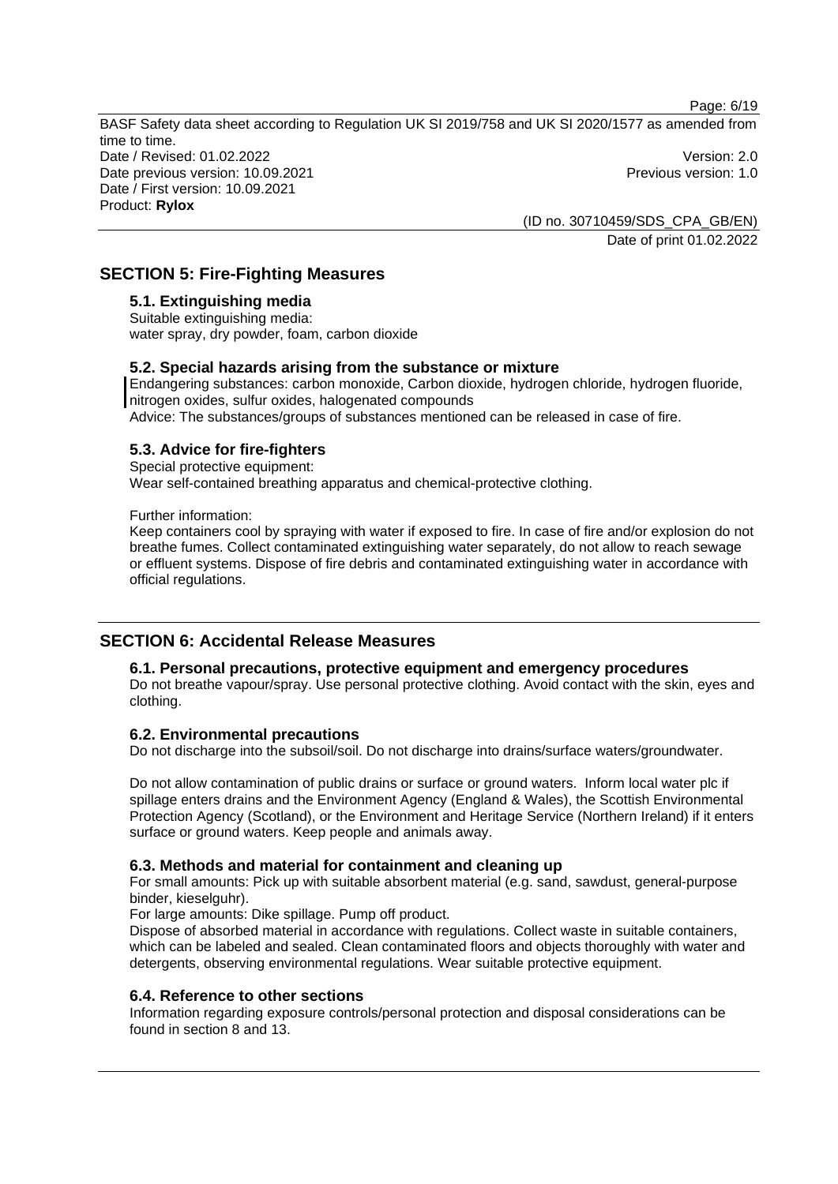## SECTION 5: Fire-Fighting Measures

### 5.1. Extinguishing media

Suitable extinguishing media:
water spray, dry powder, foam, carbon dioxide

### 5.2. Special hazards arising from the substance or mixture

Endangering substances: carbon monoxide, Carbon dioxide, hydrogen chloride, hydrogen fluoride, nitrogen oxides, sulfur oxides, halogenated compounds
Advice: The substances/groups of substances mentioned can be released in case of fire.

### 5.3. Advice for fire-fighters

Special protective equipment:
Wear self-contained breathing apparatus and chemical-protective clothing.

Further information:
Keep containers cool by spraying with water if exposed to fire. In case of fire and/or explosion do not breathe fumes. Collect contaminated extinguishing water separately, do not allow to reach sewage or effluent systems. Dispose of fire debris and contaminated extinguishing water in accordance with official regulations.

## SECTION 6: Accidental Release Measures

### 6.1. Personal precautions, protective equipment and emergency procedures

Do not breathe vapour/spray. Use personal protective clothing. Avoid contact with the skin, eyes and clothing.

### 6.2. Environmental precautions

Do not discharge into the subsoil/soil. Do not discharge into drains/surface waters/groundwater.

Do not allow contamination of public drains or surface or ground waters. Inform local water plc if spillage enters drains and the Environment Agency (England & Wales), the Scottish Environmental Protection Agency (Scotland), or the Environment and Heritage Service (Northern Ireland) if it enters surface or ground waters. Keep people and animals away.

### 6.3. Methods and material for containment and cleaning up

For small amounts: Pick up with suitable absorbent material (e.g. sand, sawdust, general-purpose binder, kieselguhr).
For large amounts: Dike spillage. Pump off product.
Dispose of absorbed material in accordance with regulations. Collect waste in suitable containers, which can be labeled and sealed. Clean contaminated floors and objects thoroughly with water and detergents, observing environmental regulations. Wear suitable protective equipment.

### 6.4. Reference to other sections

Information regarding exposure controls/personal protection and disposal considerations can be found in section 8 and 13.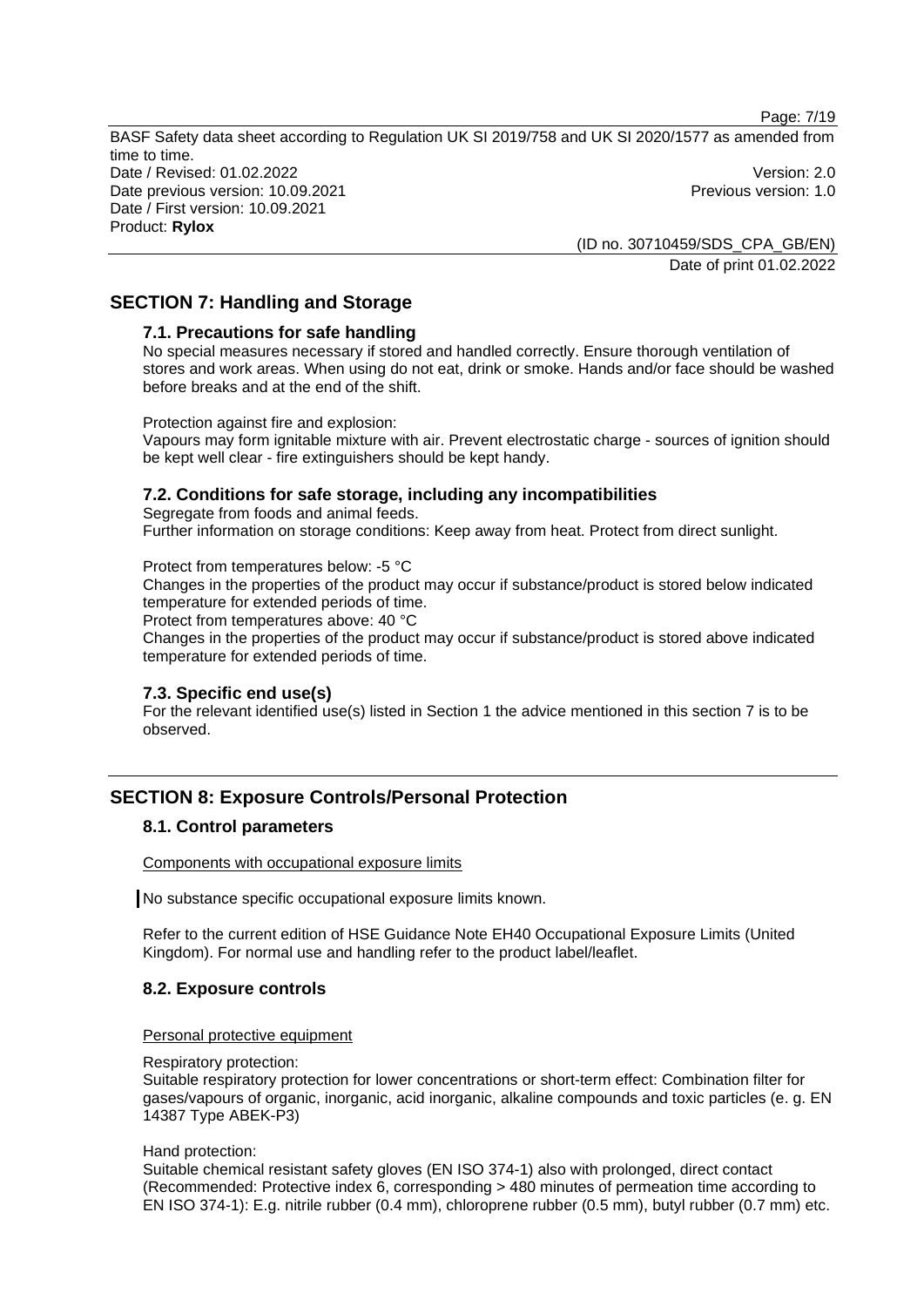## SECTION 7: Handling and Storage

### 7.1. Precautions for safe handling

No special measures necessary if stored and handled correctly. Ensure thorough ventilation of stores and work areas. When using do not eat, drink or smoke. Hands and/or face should be washed before breaks and at the end of the shift.

Protection against fire and explosion:
Vapours may form ignitable mixture with air. Prevent electrostatic charge - sources of ignition should be kept well clear - fire extinguishers should be kept handy.

### 7.2. Conditions for safe storage, including any incompatibilities

Segregate from foods and animal feeds.
Further information on storage conditions: Keep away from heat. Protect from direct sunlight.

Protect from temperatures below: -5 °C
Changes in the properties of the product may occur if substance/product is stored below indicated temperature for extended periods of time.
Protect from temperatures above: 40 °C
Changes in the properties of the product may occur if substance/product is stored above indicated temperature for extended periods of time.

### 7.3. Specific end use(s)

For the relevant identified use(s) listed in Section 1 the advice mentioned in this section 7 is to be observed.

## SECTION 8: Exposure Controls/Personal Protection

### 8.1. Control parameters

Components with occupational exposure limits

No substance specific occupational exposure limits known.

Refer to the current edition of HSE Guidance Note EH40 Occupational Exposure Limits (United Kingdom). For normal use and handling refer to the product label/leaflet.

### 8.2. Exposure controls

Personal protective equipment

Respiratory protection:
Suitable respiratory protection for lower concentrations or short-term effect: Combination filter for gases/vapours of organic, inorganic, acid inorganic, alkaline compounds and toxic particles (e. g. EN 14387 Type ABEK-P3)

Hand protection:
Suitable chemical resistant safety gloves (EN ISO 374-1) also with prolonged, direct contact (Recommended: Protective index 6, corresponding > 480 minutes of permeation time according to EN ISO 374-1): E.g. nitrile rubber (0.4 mm), chloroprene rubber (0.5 mm), butyl rubber (0.7 mm) etc.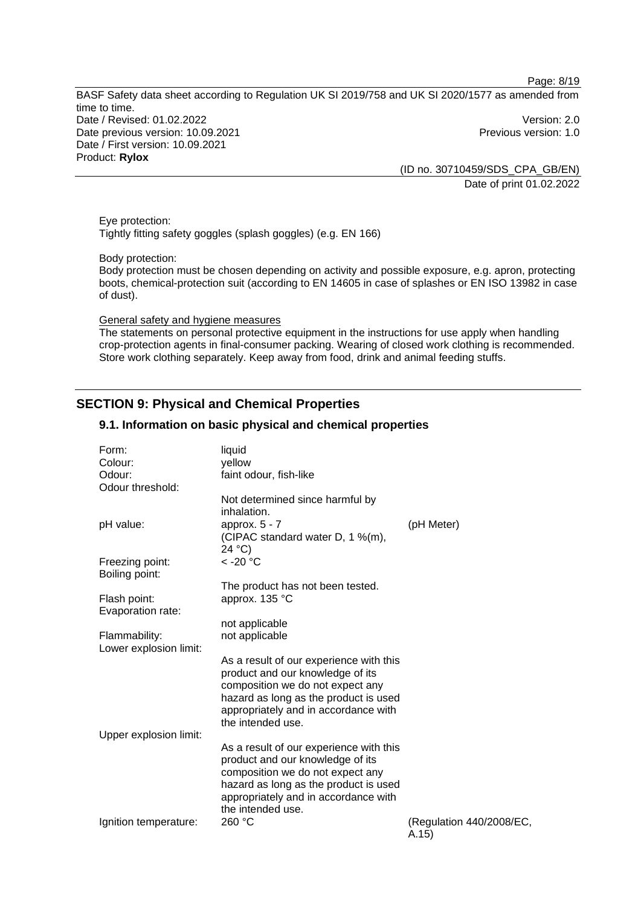Eye protection:
Tightly fitting safety goggles (splash goggles) (e.g. EN 166)

Body protection:
Body protection must be chosen depending on activity and possible exposure, e.g. apron, protecting boots, chemical-protection suit (according to EN 14605 in case of splashes or EN ISO 13982 in case of dust).

General safety and hygiene measures
The statements on personal protective equipment in the instructions for use apply when handling crop-protection agents in final-consumer packing. Wearing of closed work clothing is recommended. Store work clothing separately. Keep away from food, drink and animal feeding stuffs.

## SECTION 9: Physical and Chemical Properties

### 9.1. Information on basic physical and chemical properties

| | | |
|---|---|---|
| Form: | liquid | |
| Colour: | yellow | |
| Odour: | faint odour, fish-like | |
| Odour threshold: | Not determined since harmful by inhalation. | |
| pH value: | approx. 5 - 7 (CIPAC standard water D, 1 %(m), 24 °C) | (pH Meter) |
| Freezing point: | < -20 °C | |
| Boiling point: | The product has not been tested. | |
| Flash point: | approx. 135 °C | |
| Evaporation rate: | not applicable | |
| Flammability: | not applicable | |
| Lower explosion limit: | As a result of our experience with this product and our knowledge of its composition we do not expect any hazard as long as the product is used appropriately and in accordance with the intended use. | |
| Upper explosion limit: | As a result of our experience with this product and our knowledge of its composition we do not expect any hazard as long as the product is used appropriately and in accordance with the intended use. | |
| Ignition temperature: | 260 °C | (Regulation 440/2008/EC, A.15) |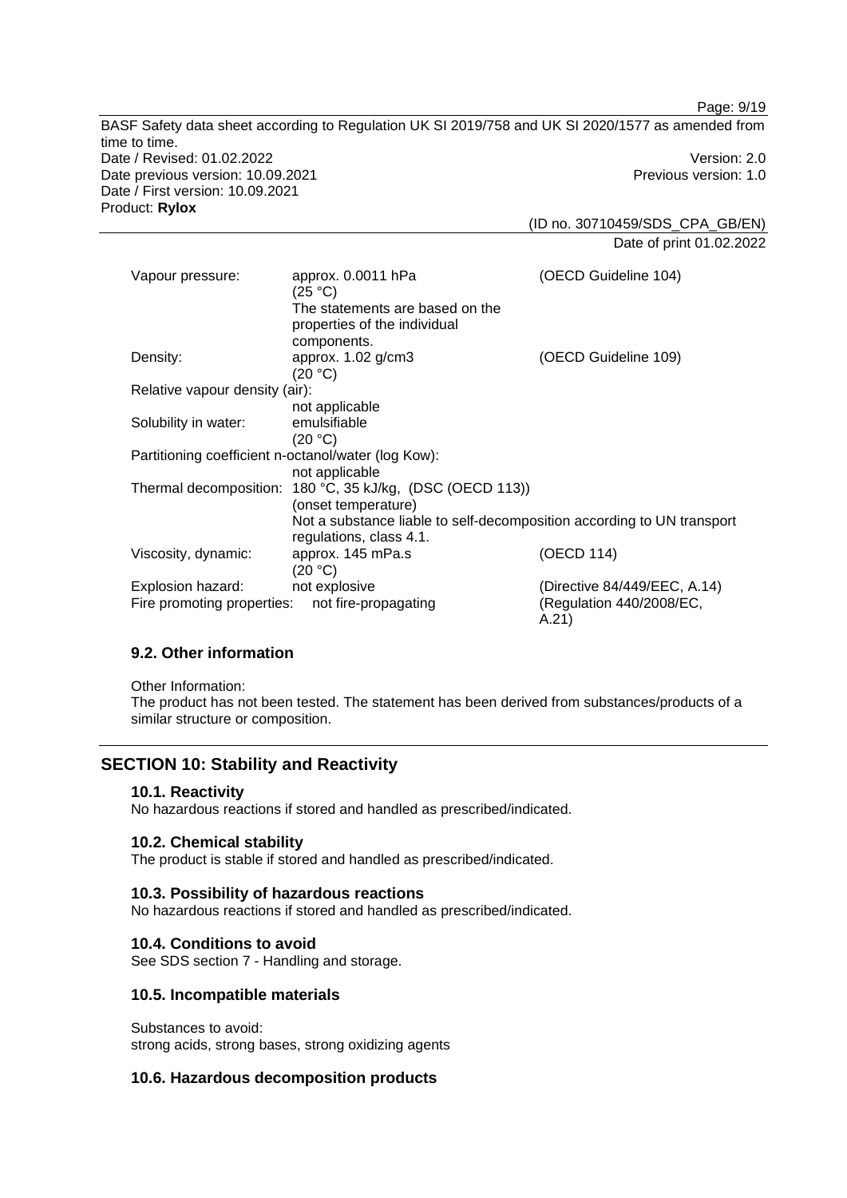| | | |
|---|---|---|
| Vapour pressure: | approx. 0.0011 hPa (25 °C) The statements are based on the properties of the individual components. | (OECD Guideline 104) |
| Density: | approx. 1.02 g/cm3 (20 °C) | (OECD Guideline 109) |
| Relative vapour density (air): | not applicable | |
| Solubility in water: | emulsifiable (20 °C) | |
| Partitioning coefficient n-octanol/water (log Kow): | not applicable | |
| Thermal decomposition: | 180 °C, 35 kJ/kg, (DSC (OECD 113)) (onset temperature) Not a substance liable to self-decomposition according to UN transport regulations, class 4.1. | |
| Viscosity, dynamic: | approx. 145 mPa.s (20 °C) | (OECD 114) |
| Explosion hazard: | not explosive | (Directive 84/449/EEC, A.14) |
| Fire promoting properties: | not fire-propagating | (Regulation 440/2008/EC, A.21) |

### 9.2. Other information

Other Information:
The product has not been tested. The statement has been derived from substances/products of a similar structure or composition.

## SECTION 10: Stability and Reactivity

### 10.1. Reactivity

No hazardous reactions if stored and handled as prescribed/indicated.

### 10.2. Chemical stability

The product is stable if stored and handled as prescribed/indicated.

### 10.3. Possibility of hazardous reactions

No hazardous reactions if stored and handled as prescribed/indicated.

### 10.4. Conditions to avoid

See SDS section 7 - Handling and storage.

### 10.5. Incompatible materials

Substances to avoid:
strong acids, strong bases, strong oxidizing agents

### 10.6. Hazardous decomposition products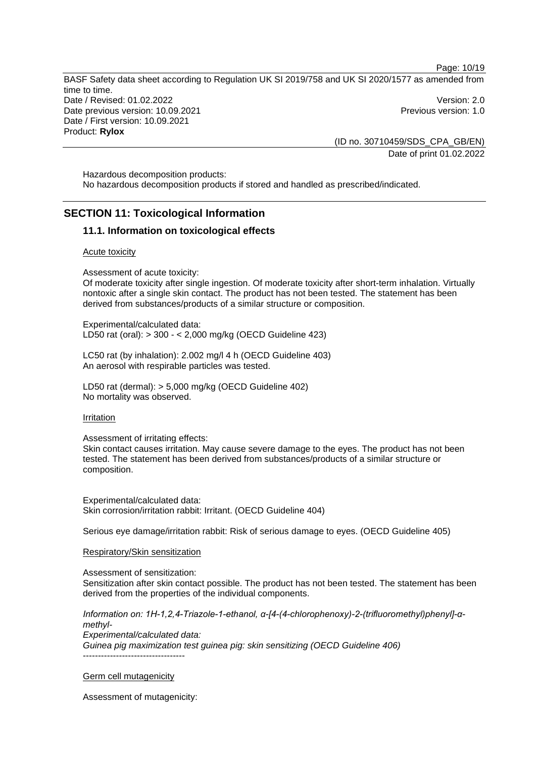Hazardous decomposition products:
No hazardous decomposition products if stored and handled as prescribed/indicated.

## SECTION 11: Toxicological Information

### 11.1. Information on toxicological effects

Acute toxicity

Assessment of acute toxicity:
Of moderate toxicity after single ingestion. Of moderate toxicity after short-term inhalation. Virtually nontoxic after a single skin contact. The product has not been tested. The statement has been derived from substances/products of a similar structure or composition.

Experimental/calculated data:
LD50 rat (oral): > 300 - < 2,000 mg/kg (OECD Guideline 423)

LC50 rat (by inhalation): 2.002 mg/l 4 h (OECD Guideline 403)
An aerosol with respirable particles was tested.

LD50 rat (dermal): > 5,000 mg/kg (OECD Guideline 402)
No mortality was observed.

Irritation

Assessment of irritating effects:
Skin contact causes irritation. May cause severe damage to the eyes. The product has not been tested. The statement has been derived from substances/products of a similar structure or composition.

Experimental/calculated data:
Skin corrosion/irritation rabbit: Irritant. (OECD Guideline 404)

Serious eye damage/irritation rabbit: Risk of serious damage to eyes. (OECD Guideline 405)

Respiratory/Skin sensitization

Assessment of sensitization:
Sensitization after skin contact possible. The product has not been tested. The statement has been derived from the properties of the individual components.

*Information on: 1H-1,2,4-Triazole-1-ethanol, α-[4-(4-chlorophenoxy)-2-(trifluoromethyl)phenyl]-α-methyl-*
*Experimental/calculated data:*
*Guinea pig maximization test guinea pig: skin sensitizing (OECD Guideline 406)*
----------------------------------

Germ cell mutagenicity

Assessment of mutagenicity: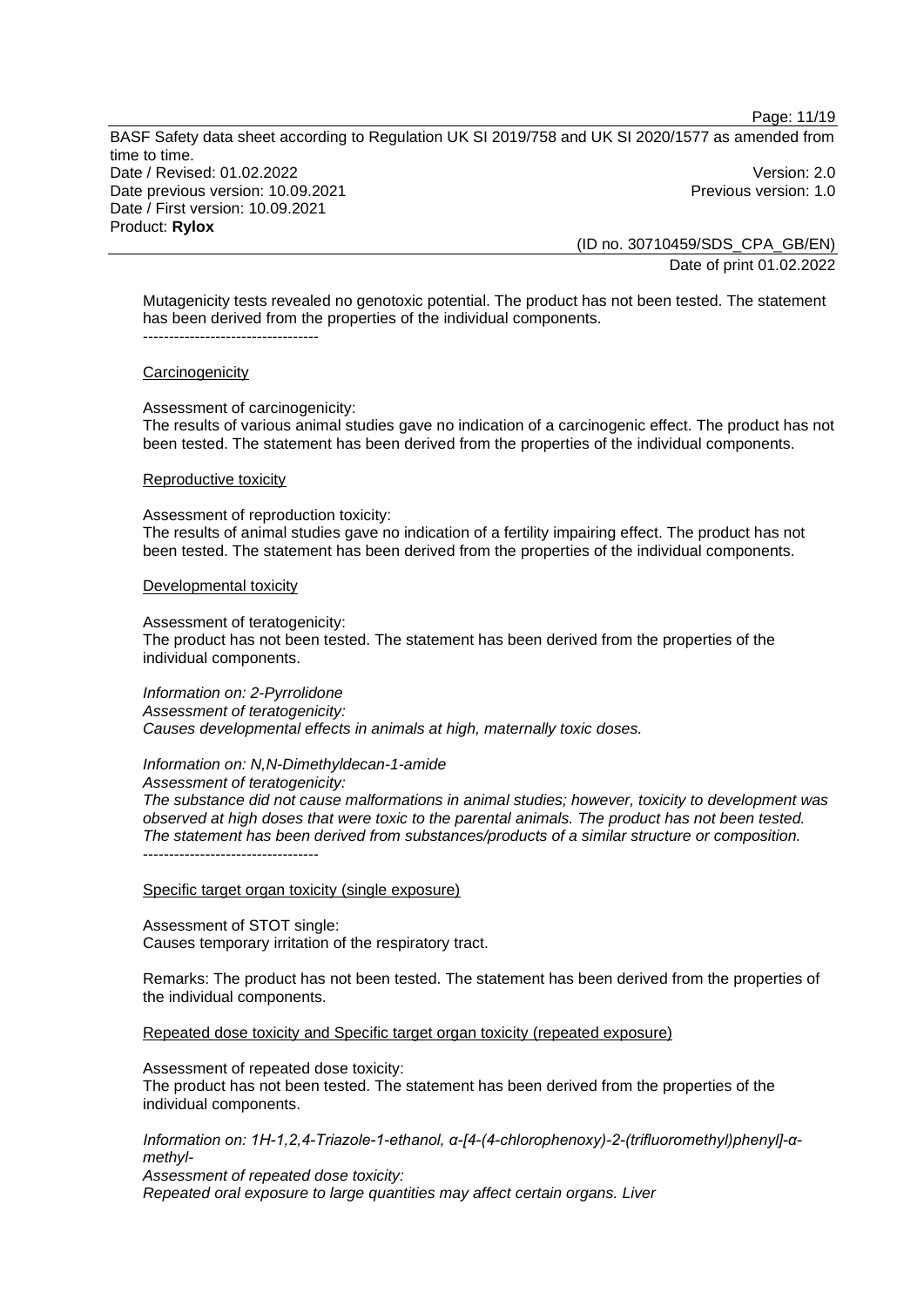Mutagenicity tests revealed no genotoxic potential. The product has not been tested. The statement has been derived from the properties of the individual components.

----------------------------------

<u>Carcinogenicity</u>

Assessment of carcinogenicity:
The results of various animal studies gave no indication of a carcinogenic effect. The product has not been tested. The statement has been derived from the properties of the individual components.

<u>Reproductive toxicity</u>

Assessment of reproduction toxicity:
The results of animal studies gave no indication of a fertility impairing effect. The product has not been tested. The statement has been derived from the properties of the individual components.

<u>Developmental toxicity</u>

Assessment of teratogenicity:
The product has not been tested. The statement has been derived from the properties of the individual components.

*Information on: 2-Pyrrolidone*
*Assessment of teratogenicity:*
*Causes developmental effects in animals at high, maternally toxic doses.*

*Information on: N,N-Dimethyldecan-1-amide*
*Assessment of teratogenicity:*
*The substance did not cause malformations in animal studies; however, toxicity to development was observed at high doses that were toxic to the parental animals. The product has not been tested. The statement has been derived from substances/products of a similar structure or composition.*

----------------------------------

<u>Specific target organ toxicity (single exposure)</u>

Assessment of STOT single:
Causes temporary irritation of the respiratory tract.

Remarks: The product has not been tested. The statement has been derived from the properties of the individual components.

<u>Repeated dose toxicity and Specific target organ toxicity (repeated exposure)</u>

Assessment of repeated dose toxicity:
The product has not been tested. The statement has been derived from the properties of the individual components.

*Information on: 1H-1,2,4-Triazole-1-ethanol, α-[4-(4-chlorophenoxy)-2-(trifluoromethyl)phenyl]-α-methyl-*
*Assessment of repeated dose toxicity:*
*Repeated oral exposure to large quantities may affect certain organs. Liver*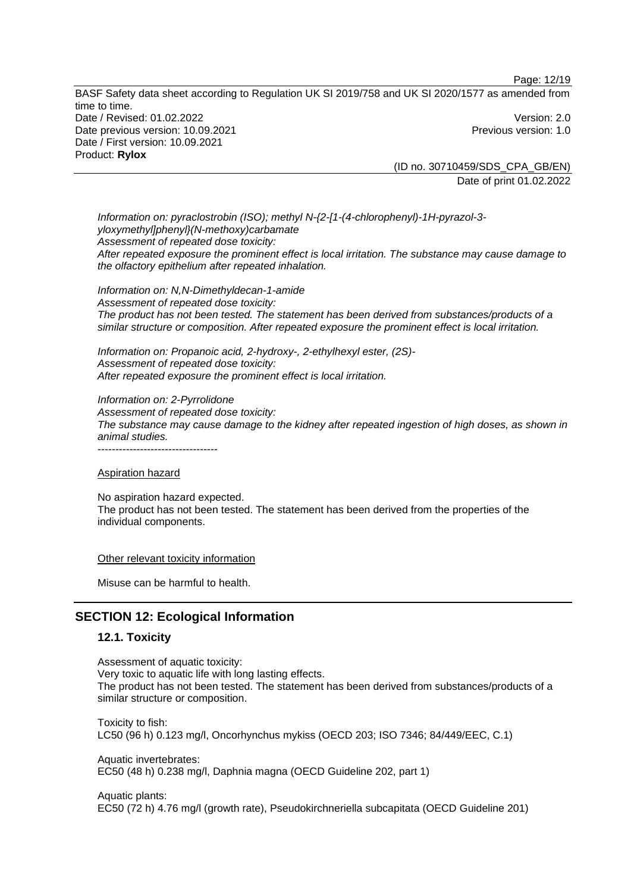*Information on: pyraclostrobin (ISO); methyl N-{2-[1-(4-chlorophenyl)-1H-pyrazol-3-yloxymethyl]phenyl}(N-methoxy)carbamate*
*Assessment of repeated dose toxicity:*
*After repeated exposure the prominent effect is local irritation. The substance may cause damage to the olfactory epithelium after repeated inhalation.*

*Information on: N,N-Dimethyldecan-1-amide*
*Assessment of repeated dose toxicity:*
*The product has not been tested. The statement has been derived from substances/products of a similar structure or composition. After repeated exposure the prominent effect is local irritation.*

*Information on: Propanoic acid, 2-hydroxy-, 2-ethylhexyl ester, (2S)-*
*Assessment of repeated dose toxicity:*
*After repeated exposure the prominent effect is local irritation.*

*Information on: 2-Pyrrolidone*
*Assessment of repeated dose toxicity:*
*The substance may cause damage to the kidney after repeated ingestion of high doses, as shown in animal studies.*
----------------------------------

Aspiration hazard

No aspiration hazard expected.
The product has not been tested. The statement has been derived from the properties of the individual components.

Other relevant toxicity information

Misuse can be harmful to health.

## SECTION 12: Ecological Information

### 12.1. Toxicity

Assessment of aquatic toxicity:
Very toxic to aquatic life with long lasting effects.
The product has not been tested. The statement has been derived from substances/products of a similar structure or composition.

Toxicity to fish:
LC50 (96 h) 0.123 mg/l, Oncorhynchus mykiss (OECD 203; ISO 7346; 84/449/EEC, C.1)

Aquatic invertebrates:
EC50 (48 h) 0.238 mg/l, Daphnia magna (OECD Guideline 202, part 1)

Aquatic plants:
EC50 (72 h) 4.76 mg/l (growth rate), Pseudokirchneriella subcapitata (OECD Guideline 201)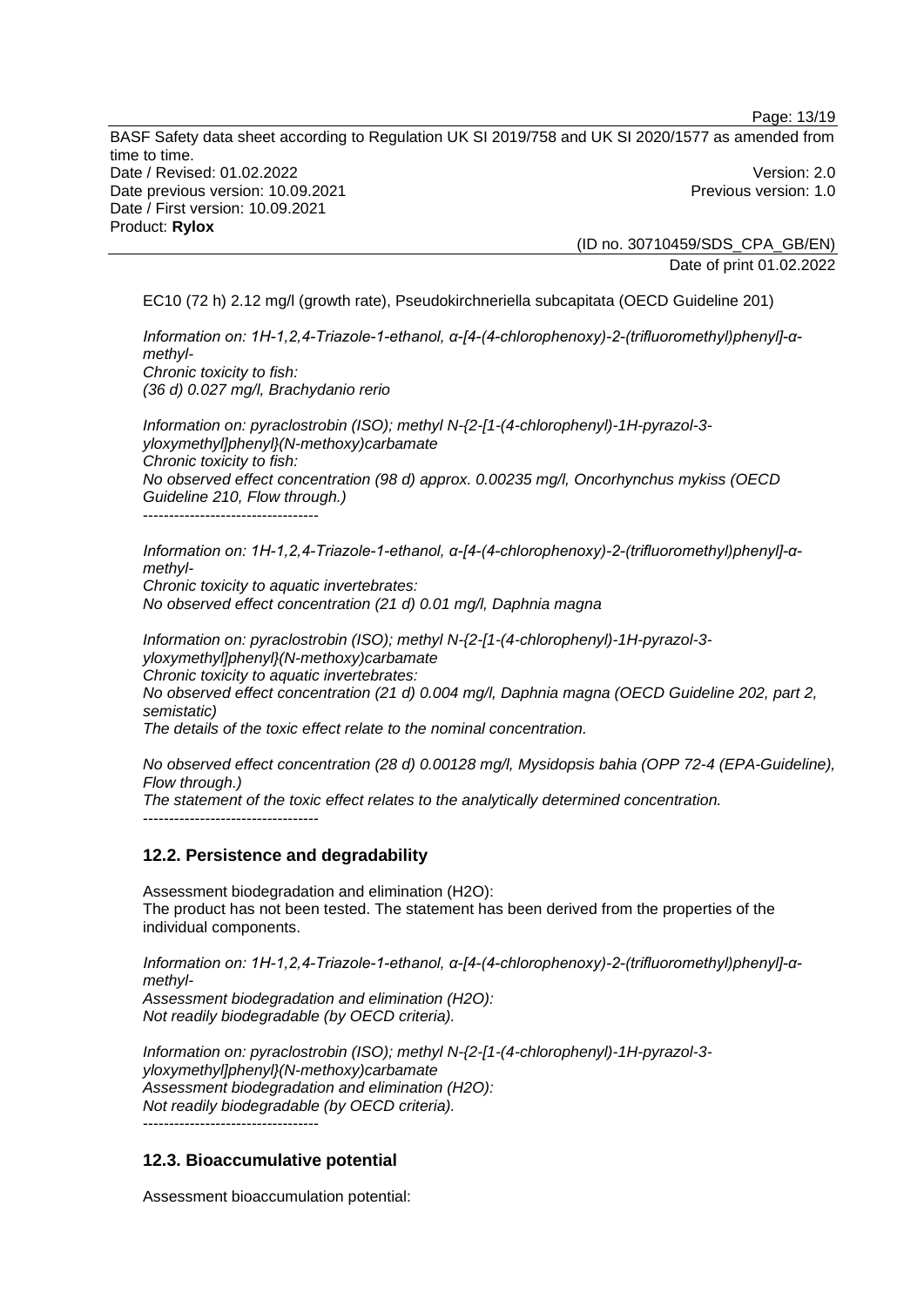EC10 (72 h) 2.12 mg/l (growth rate), Pseudokirchneriella subcapitata (OECD Guideline 201)

*Information on: 1H-1,2,4-Triazole-1-ethanol, α-[4-(4-chlorophenoxy)-2-(trifluoromethyl)phenyl]-α-methyl-*
*Chronic toxicity to fish:*
*(36 d) 0.027 mg/l, Brachydanio rerio*

*Information on: pyraclostrobin (ISO); methyl N-{2-[1-(4-chlorophenyl)-1H-pyrazol-3-yloxymethyl]phenyl}(N-methoxy)carbamate*
*Chronic toxicity to fish:*
*No observed effect concentration (98 d) approx. 0.00235 mg/l, Oncorhynchus mykiss (OECD Guideline 210, Flow through.)*
----------------------------------

*Information on: 1H-1,2,4-Triazole-1-ethanol, α-[4-(4-chlorophenoxy)-2-(trifluoromethyl)phenyl]-α-methyl-*
*Chronic toxicity to aquatic invertebrates:*
*No observed effect concentration (21 d) 0.01 mg/l, Daphnia magna*

*Information on: pyraclostrobin (ISO); methyl N-{2-[1-(4-chlorophenyl)-1H-pyrazol-3-yloxymethyl]phenyl}(N-methoxy)carbamate*
*Chronic toxicity to aquatic invertebrates:*
*No observed effect concentration (21 d) 0.004 mg/l, Daphnia magna (OECD Guideline 202, part 2, semistatic)*
*The details of the toxic effect relate to the nominal concentration.*

*No observed effect concentration (28 d) 0.00128 mg/l, Mysidopsis bahia (OPP 72-4 (EPA-Guideline), Flow through.)*
*The statement of the toxic effect relates to the analytically determined concentration.*
----------------------------------

## 12.2. Persistence and degradability

Assessment biodegradation and elimination ($H_2O$):
The product has not been tested. The statement has been derived from the properties of the individual components.

*Information on: 1H-1,2,4-Triazole-1-ethanol, α-[4-(4-chlorophenoxy)-2-(trifluoromethyl)phenyl]-α-methyl-*
*Assessment biodegradation and elimination ($H_2O$):*
*Not readily biodegradable (by OECD criteria).*

*Information on: pyraclostrobin (ISO); methyl N-{2-[1-(4-chlorophenyl)-1H-pyrazol-3-yloxymethyl]phenyl}(N-methoxy)carbamate*
*Assessment biodegradation and elimination ($H_2O$):*
*Not readily biodegradable (by OECD criteria).*
----------------------------------

## 12.3. Bioaccumulative potential

Assessment bioaccumulation potential: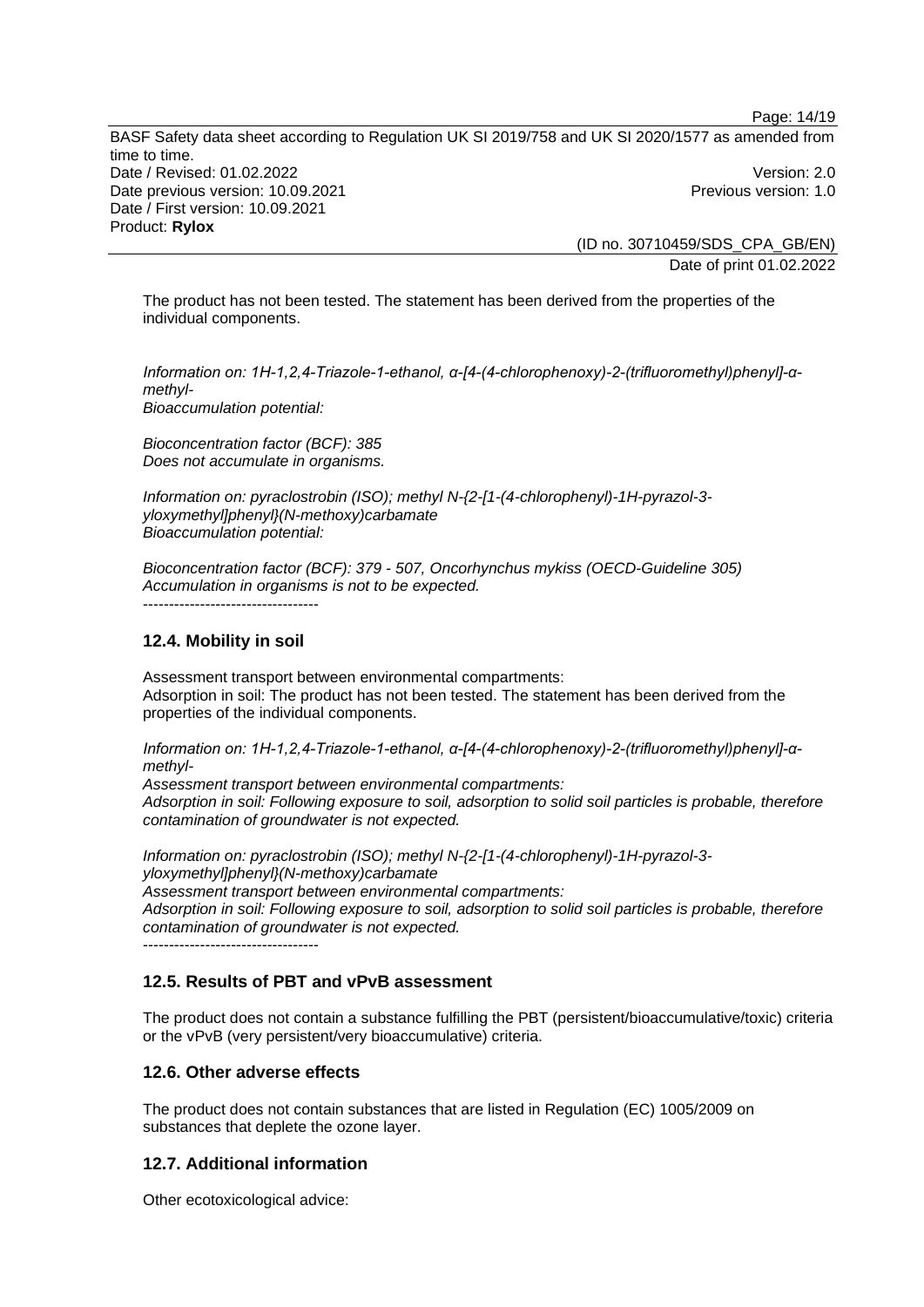The product has not been tested. The statement has been derived from the properties of the individual components.

*Information on: 1H-1,2,4-Triazole-1-ethanol, α-[4-(4-chlorophenoxy)-2-(trifluoromethyl)phenyl]-α-methyl-*
*Bioaccumulation potential:*

*Bioconcentration factor (BCF): 385*
*Does not accumulate in organisms.*

*Information on: pyraclostrobin (ISO); methyl N-{2-[1-(4-chlorophenyl)-1H-pyrazol-3-yloxymethyl]phenyl}(N-methoxy)carbamate*
*Bioaccumulation potential:*

*Bioconcentration factor (BCF): 379 - 507, Oncorhynchus mykiss (OECD-Guideline 305)*
*Accumulation in organisms is not to be expected.*

----------------------------------

## 12.4. Mobility in soil

Assessment transport between environmental compartments:
Adsorption in soil: The product has not been tested. The statement has been derived from the properties of the individual components.

*Information on: 1H-1,2,4-Triazole-1-ethanol, α-[4-(4-chlorophenoxy)-2-(trifluoromethyl)phenyl]-α-methyl-*
*Assessment transport between environmental compartments:*
*Adsorption in soil: Following exposure to soil, adsorption to solid soil particles is probable, therefore contamination of groundwater is not expected.*

*Information on: pyraclostrobin (ISO); methyl N-{2-[1-(4-chlorophenyl)-1H-pyrazol-3-yloxymethyl]phenyl}(N-methoxy)carbamate*
*Assessment transport between environmental compartments:*
*Adsorption in soil: Following exposure to soil, adsorption to solid soil particles is probable, therefore contamination of groundwater is not expected.*

----------------------------------

## 12.5. Results of PBT and vPvB assessment

The product does not contain a substance fulfilling the PBT (persistent/bioaccumulative/toxic) criteria or the vPvB (very persistent/very bioaccumulative) criteria.

## 12.6. Other adverse effects

The product does not contain substances that are listed in Regulation (EC) 1005/2009 on substances that deplete the ozone layer.

## 12.7. Additional information

Other ecotoxicological advice: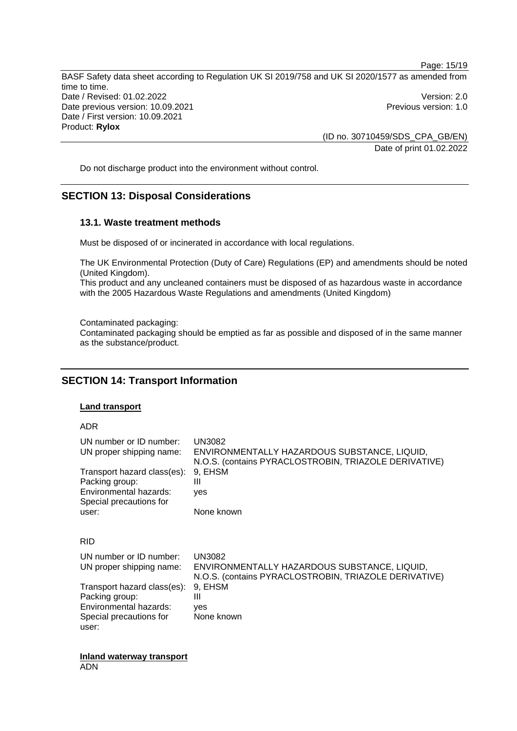Do not discharge product into the environment without control.

## SECTION 13: Disposal Considerations

### 13.1. Waste treatment methods

Must be disposed of or incinerated in accordance with local regulations.

The UK Environmental Protection (Duty of Care) Regulations (EP) and amendments should be noted (United Kingdom).
This product and any uncleaned containers must be disposed of as hazardous waste in accordance with the 2005 Hazardous Waste Regulations and amendments (United Kingdom)

Contaminated packaging:
Contaminated packaging should be emptied as far as possible and disposed of in the same manner as the substance/product.

## SECTION 14: Transport Information

**Land transport**

ADR

| | |
|---|---|
| UN number or ID number: | UN3082 |
| UN proper shipping name: | ENVIRONMENTALLY HAZARDOUS SUBSTANCE, LIQUID, N.O.S. (contains PYRACLOSTROBIN, TRIAZOLE DERIVATIVE) |
| Transport hazard class(es): | 9, EHSM |
| Packing group: | III |
| Environmental hazards: | yes |
| Special precautions for user: | None known |

RID

| | |
|---|---|
| UN number or ID number: | UN3082 |
| UN proper shipping name: | ENVIRONMENTALLY HAZARDOUS SUBSTANCE, LIQUID, N.O.S. (contains PYRACLOSTROBIN, TRIAZOLE DERIVATIVE) |
| Transport hazard class(es): | 9, EHSM |
| Packing group: | III |
| Environmental hazards: | yes |
| Special precautions for user: | None known |

**Inland waterway transport**
ADN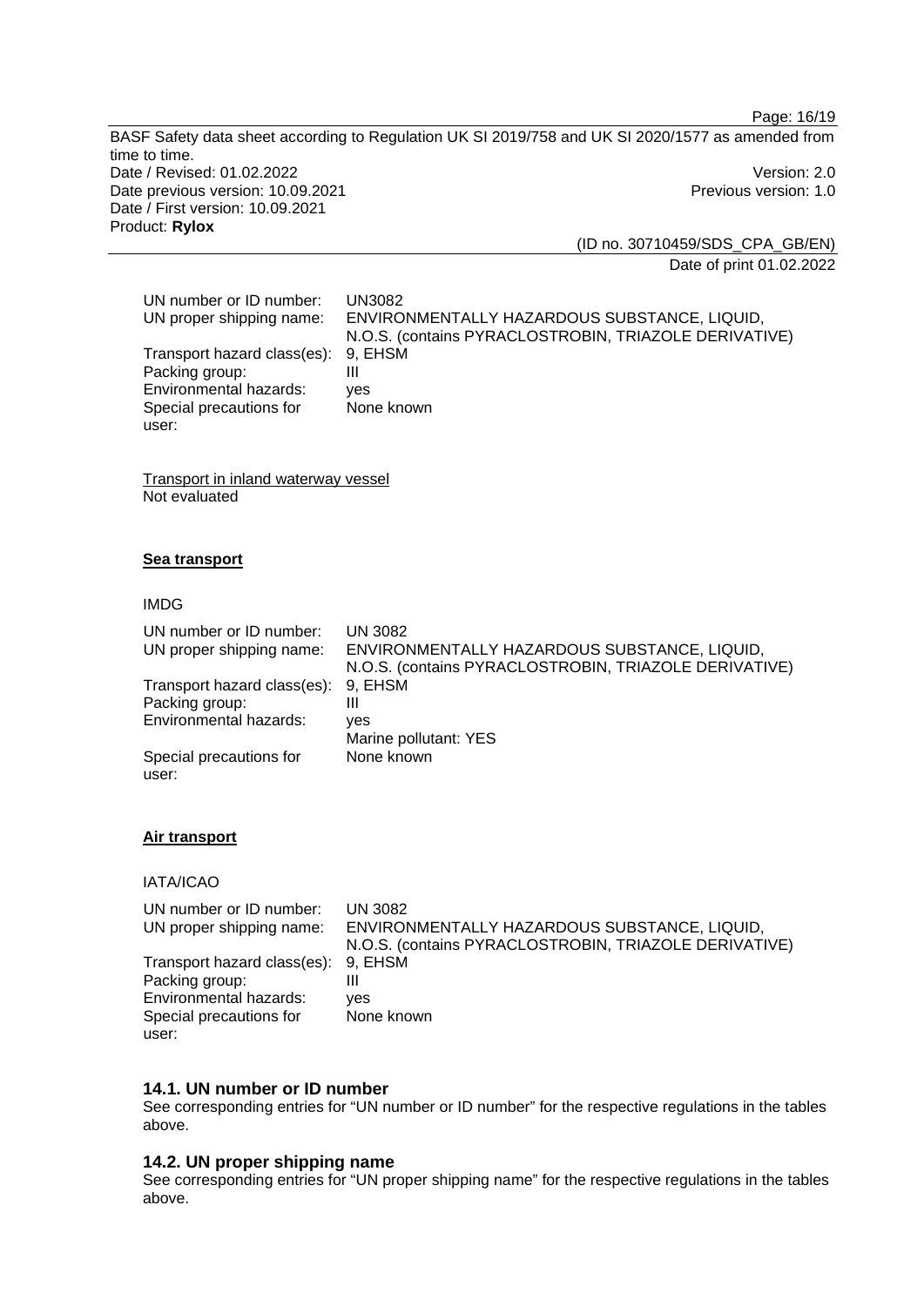| | |
|---|---|
| UN number or ID number: | UN3082 |
| UN proper shipping name: | ENVIRONMENTALLY HAZARDOUS SUBSTANCE, LIQUID, N.O.S. (contains PYRACLOSTROBIN, TRIAZOLE DERIVATIVE) |
| Transport hazard class(es): | 9, EHSM |
| Packing group: | III |
| Environmental hazards: | yes |
| Special precautions for user: | None known |

Transport in inland waterway vessel
Not evaluated

**Sea transport**

IMDG

| | |
|---|---|
| UN number or ID number: | UN 3082 |
| UN proper shipping name: | ENVIRONMENTALLY HAZARDOUS SUBSTANCE, LIQUID, N.O.S. (contains PYRACLOSTROBIN, TRIAZOLE DERIVATIVE) |
| Transport hazard class(es): | 9, EHSM |
| Packing group: | III |
| Environmental hazards: | yes<br>Marine pollutant: YES |
| Special precautions for user: | None known |

**Air transport**

IATA/ICAO

| | |
|---|---|
| UN number or ID number: | UN 3082 |
| UN proper shipping name: | ENVIRONMENTALLY HAZARDOUS SUBSTANCE, LIQUID, N.O.S. (contains PYRACLOSTROBIN, TRIAZOLE DERIVATIVE) |
| Transport hazard class(es): | 9, EHSM |
| Packing group: | III |
| Environmental hazards: | yes |
| Special precautions for user: | None known |

### 14.1. UN number or ID number

See corresponding entries for "UN number or ID number" for the respective regulations in the tables above.

### 14.2. UN proper shipping name

See corresponding entries for "UN proper shipping name" for the respective regulations in the tables above.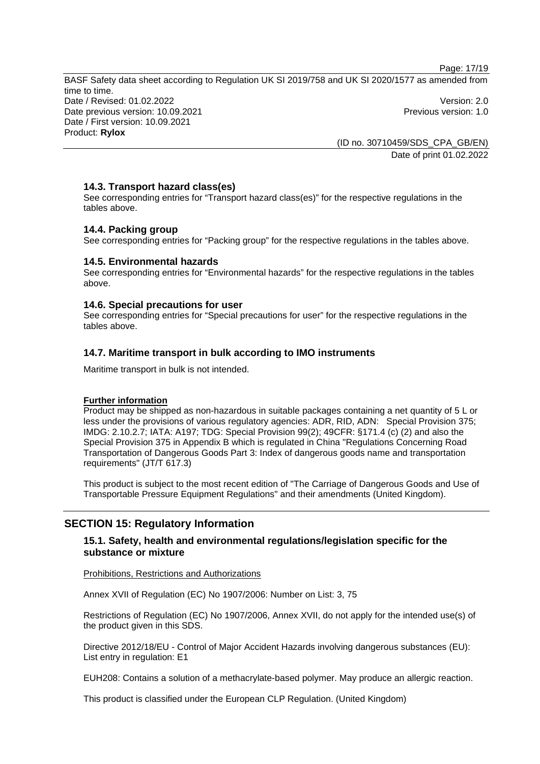### 14.3. Transport hazard class(es)

See corresponding entries for "Transport hazard class(es)" for the respective regulations in the tables above.

### 14.4. Packing group

See corresponding entries for "Packing group" for the respective regulations in the tables above.

### 14.5. Environmental hazards

See corresponding entries for "Environmental hazards" for the respective regulations in the tables above.

### 14.6. Special precautions for user

See corresponding entries for "Special precautions for user" for the respective regulations in the tables above.

### 14.7. Maritime transport in bulk according to IMO instruments

Maritime transport in bulk is not intended.

**Further information**

Product may be shipped as non-hazardous in suitable packages containing a net quantity of 5 L or less under the provisions of various regulatory agencies: ADR, RID, ADN: Special Provision 375; IMDG: 2.10.2.7; IATA: A197; TDG: Special Provision 99(2); 49CFR: §171.4 (c) (2) and also the Special Provision 375 in Appendix B which is regulated in China "Regulations Concerning Road Transportation of Dangerous Goods Part 3: Index of dangerous goods name and transportation requirements" (JT/T 617.3)

This product is subject to the most recent edition of "The Carriage of Dangerous Goods and Use of Transportable Pressure Equipment Regulations" and their amendments (United Kingdom).

## SECTION 15: Regulatory Information

### 15.1. Safety, health and environmental regulations/legislation specific for the substance or mixture

Prohibitions, Restrictions and Authorizations

Annex XVII of Regulation (EC) No 1907/2006: Number on List: 3, 75

Restrictions of Regulation (EC) No 1907/2006, Annex XVII, do not apply for the intended use(s) of the product given in this SDS.

Directive 2012/18/EU - Control of Major Accident Hazards involving dangerous substances (EU): List entry in regulation: E1

EUH208: Contains a solution of a methacrylate-based polymer. May produce an allergic reaction.

This product classified under the European CLP Regulation. (United Kingdom)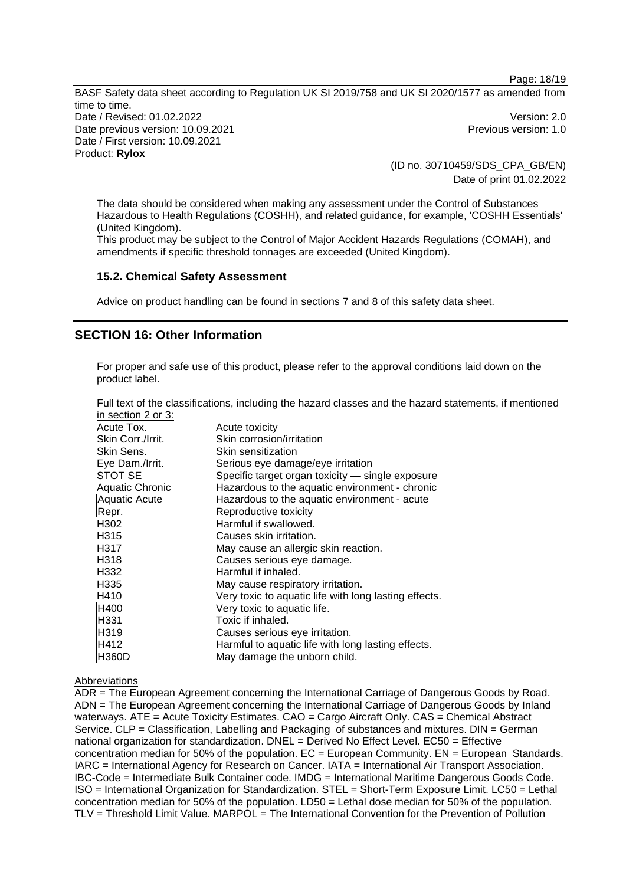The data should be considered when making any assessment under the Control of Substances Hazardous to Health Regulations (COSHH), and related guidance, for example, 'COSHH Essentials' (United Kingdom).
This product may be subject to the Control of Major Accident Hazards Regulations (COMAH), and amendments if specific threshold tonnages are exceeded (United Kingdom).

### 15.2. Chemical Safety Assessment

Advice on product handling can be found in sections 7 and 8 of this safety data sheet.

## SECTION 16: Other Information

For proper and safe use of this product, please refer to the approval conditions laid down on the product label.

Full text of the classifications, including the hazard classes and the hazard statements, if mentioned in section 2 or 3:

| | |
|---|---|
| Acute Tox. | Acute toxicity |
| Skin Corr./Irrit. | Skin corrosion/irritation |
| Skin Sens. | Skin sensitization |
| Eye Dam./Irrit. | Serious eye damage/eye irritation |
| STOT SE | Specific target organ toxicity — single exposure |
| Aquatic Chronic | Hazardous to the aquatic environment - chronic |
| Aquatic Acute | Hazardous to the aquatic environment - acute |
| Repr. | Reproductive toxicity |
| H302 | Harmful if swallowed. |
| H315 | Causes skin irritation. |
| H317 | May cause an allergic skin reaction. |
| H318 | Causes serious eye damage. |
| H332 | Harmful if inhaled. |
| H335 | May cause respiratory irritation. |
| H410 | Very toxic to aquatic life with long lasting effects. |
| H400 | Very toxic to aquatic life. |
| H331 | Toxic if inhaled. |
| H319 | Causes serious eye irritation. |
| H412 | Harmful to aquatic life with long lasting effects. |
| H360D | May damage the unborn child. |

Abbreviations

ADR = The European Agreement concerning the International Carriage of Dangerous Goods by Road. ADN = The European Agreement concerning the International Carriage of Dangerous Goods by Inland waterways. ATE = Acute Toxicity Estimates. CAO = Cargo Aircraft Only. CAS = Chemical Abstract Service. CLP = Classification, Labelling and Packaging of substances and mixtures. DIN = German national organization for standardization. DNEL = Derived No Effect Level. EC50 = Effective concentration median for 50% of the population. EC = European Community. EN = European Standards. IARC = International Agency for Research on Cancer. IATA = International Air Transport Association. IBC-Code = Intermediate Bulk Container code. IMDG = International Maritime Dangerous Goods Code. ISO = International Organization for Standardization. STEL = Short-Term Exposure Limit. LC50 = Lethal concentration median for 50% of the population. LD50 = Lethal dose median for 50% of the population. TLV = Threshold Limit Value. MARPOL = The International Convention for the Prevention of Pollution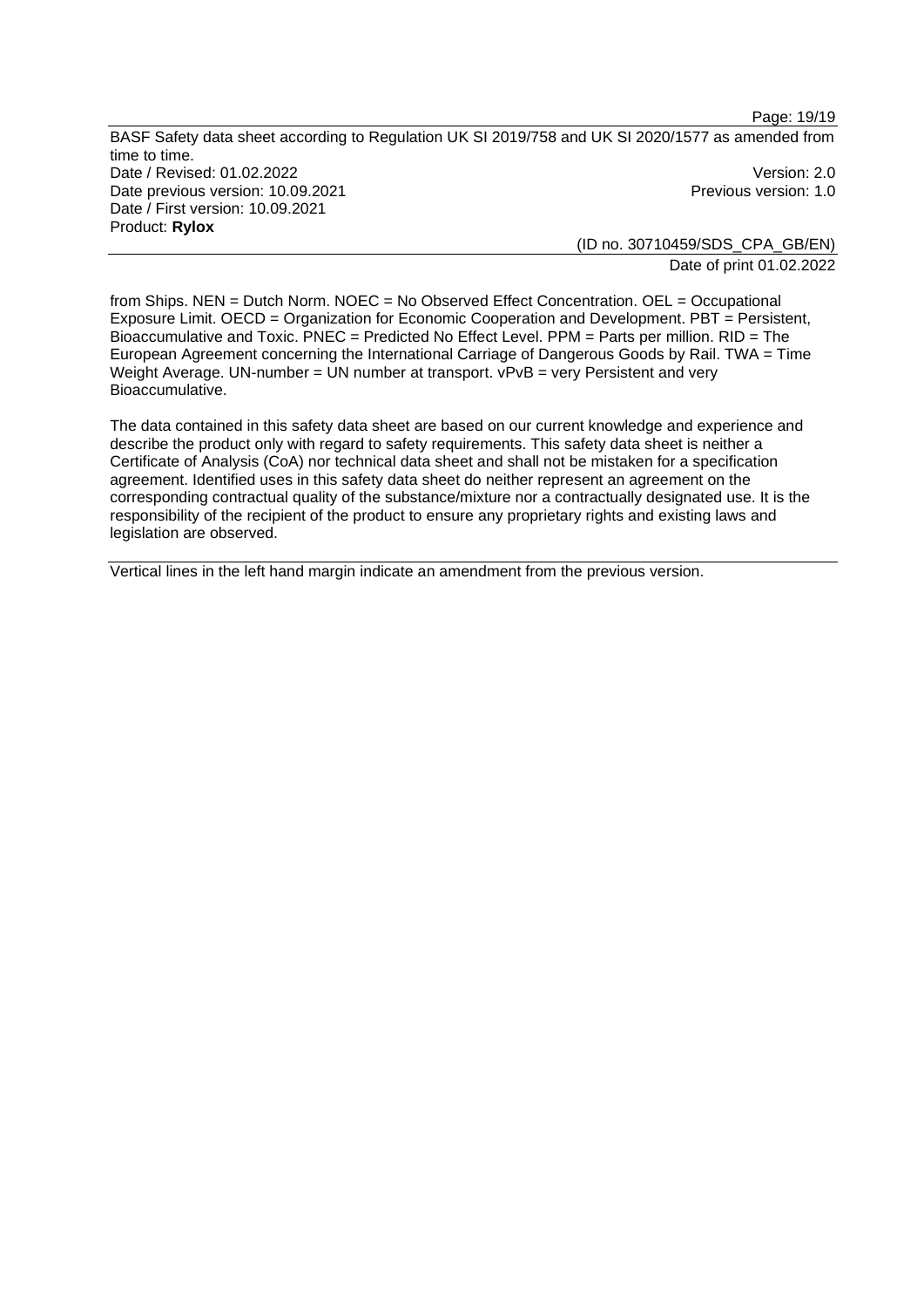from Ships. NEN = Dutch Norm. NOEC = No Observed Effect Concentration. OEL = Occupational Exposure Limit. OECD = Organization for Economic Cooperation and Development. PBT = Persistent, Bioaccumulative and Toxic. PNEC = Predicted No Effect Level. PPM = Parts per million. RID = The European Agreement concerning the International Carriage of Dangerous Goods by Rail. TWA = Time Weight Average. UN-number = UN number at transport. vPvB = very Persistent and very Bioaccumulative.

The data contained in this safety data sheet are based on our current knowledge and experience and describe the product only with regard to safety requirements. This safety data sheet is neither a Certificate of Analysis (CoA) nor technical data sheet and shall not be mistaken for a specification agreement. Identified uses in this safety data sheet do neither represent an agreement on the corresponding contractual quality of the substance/mixture nor a contractually designated use. It is the responsibility of the recipient of the product to ensure any proprietary rights and existing laws and legislation are observed.

---

Vertical lines in the left hand margin indicate an amendment from the previous version.